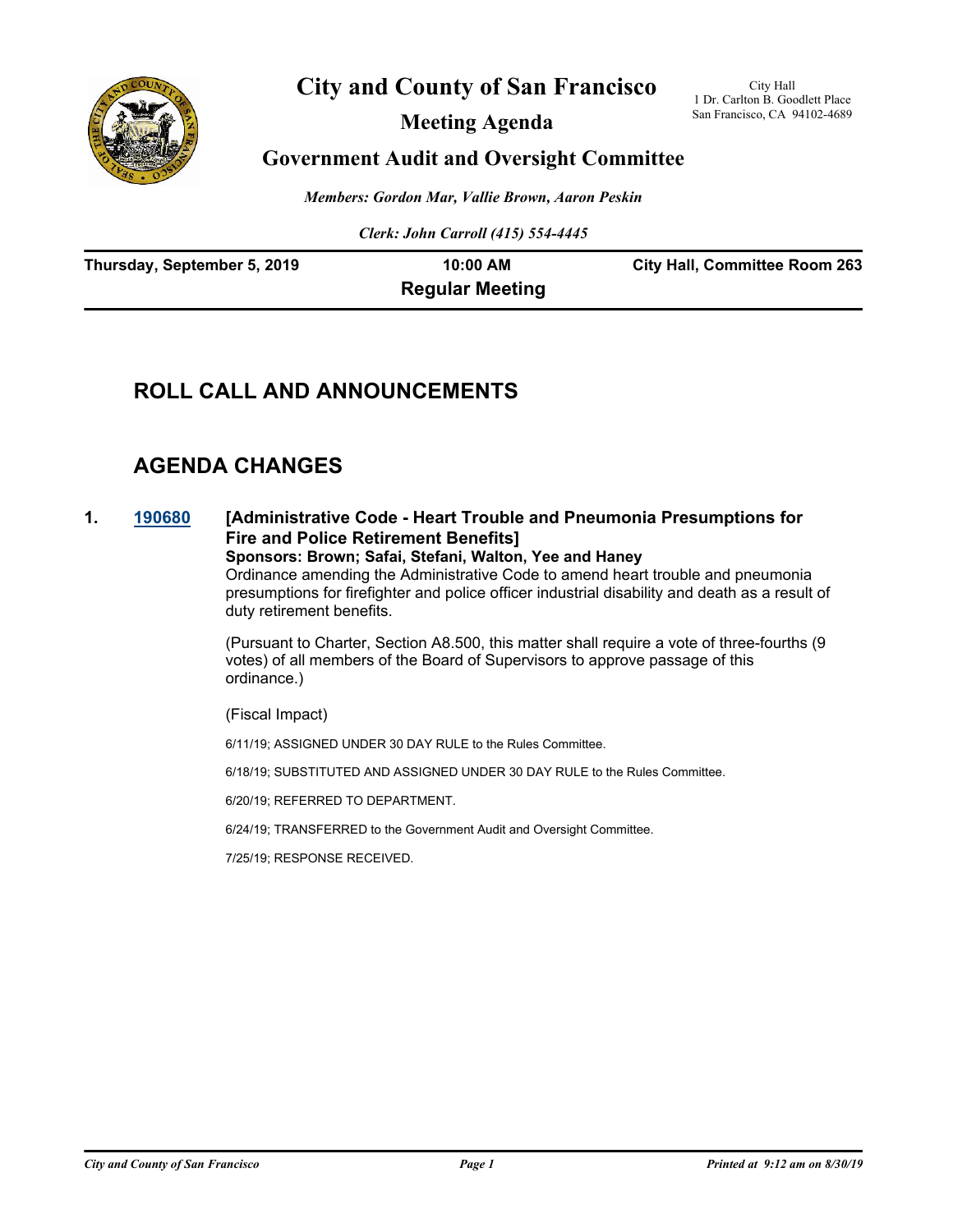# City and County of San Francisco

City Hall
1 Dr. Carlton B. Goodlett Place
San Francisco, CA 94102-4689

## Meeting Agenda

## Government Audit and Oversight Committee

*Members: Gordon Mar, Vallie Brown, Aaron Peskin*

*Clerk: John Carroll (415) 554-4445*

**Thursday, September 5, 2019** | **10:00 AM** | **City Hall, Committee Room 263**

**Regular Meeting**

## ROLL CALL AND ANNOUNCEMENTS

## AGENDA CHANGES

**1. 190680 [Administrative Code - Heart Trouble and Pneumonia Presumptions for Fire and Police Retirement Benefits]**

**Sponsors: Brown; Safai, Stefani, Walton, Yee and Haney**

Ordinance amending the Administrative Code to amend heart trouble and pneumonia presumptions for firefighter and police officer industrial disability and death as a result of duty retirement benefits.

(Pursuant to Charter, Section A8.500, this matter shall require a vote of three-fourths (9 votes) of all members of the Board of Supervisors to approve passage of this ordinance.)

(Fiscal Impact)

6/11/19; ASSIGNED UNDER 30 DAY RULE to the Rules Committee.

6/18/19; SUBSTITUTED AND ASSIGNED UNDER 30 DAY RULE to the Rules Committee.

6/20/19; REFERRED TO DEPARTMENT.

6/24/19; TRANSFERRED to the Government Audit and Oversight Committee.

7/25/19; RESPONSE RECEIVED.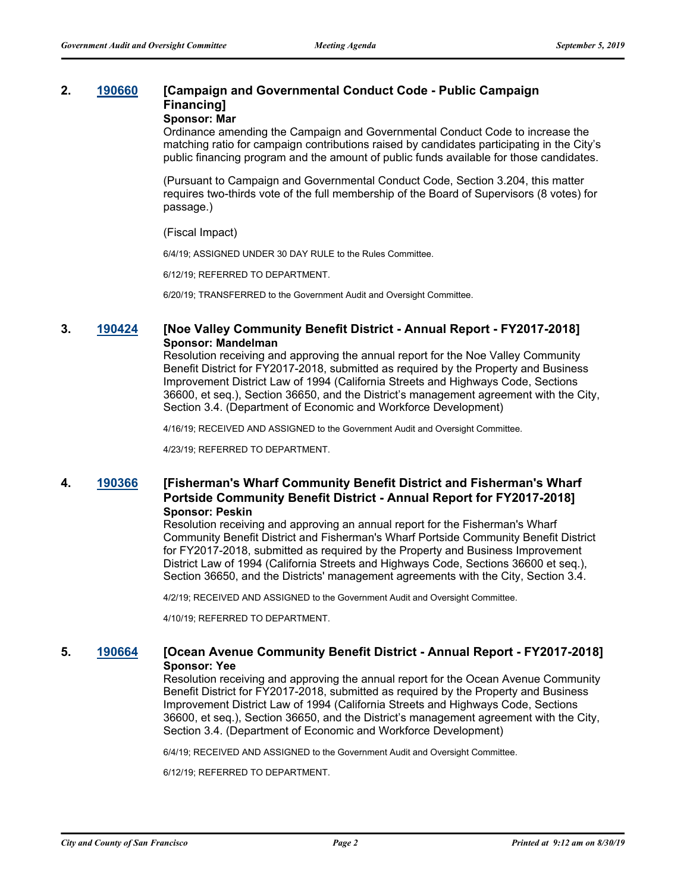## 2. [190660](#) [Campaign and Governmental Conduct Code - Public Campaign Financing]

**Sponsor: Mar**

Ordinance amending the Campaign and Governmental Conduct Code to increase the matching ratio for campaign contributions raised by candidates participating in the City's public financing program and the amount of public funds available for those candidates.

(Pursuant to Campaign and Governmental Conduct Code, Section 3.204, this matter requires two-thirds vote of the full membership of the Board of Supervisors (8 votes) for passage.)

(Fiscal Impact)

6/4/19; ASSIGNED UNDER 30 DAY RULE to the Rules Committee.

6/12/19; REFERRED TO DEPARTMENT.

6/20/19; TRANSFERRED to the Government Audit and Oversight Committee.

## 3. [190424](#) [Noe Valley Community Benefit District - Annual Report - FY2017-2018]

**Sponsor: Mandelman**

Resolution receiving and approving the annual report for the Noe Valley Community Benefit District for FY2017-2018, submitted as required by the Property and Business Improvement District Law of 1994 (California Streets and Highways Code, Sections 36600, et seq.), Section 36650, and the District's management agreement with the City, Section 3.4. (Department of Economic and Workforce Development)

4/16/19; RECEIVED AND ASSIGNED to the Government Audit and Oversight Committee.

4/23/19; REFERRED TO DEPARTMENT.

## 4. [190366](#) [Fisherman's Wharf Community Benefit District and Fisherman's Wharf Portside Community Benefit District - Annual Report for FY2017-2018]

**Sponsor: Peskin**

Resolution receiving and approving an annual report for the Fisherman's Wharf Community Benefit District and Fisherman's Wharf Portside Community Benefit District for FY2017-2018, submitted as required by the Property and Business Improvement District Law of 1994 (California Streets and Highways Code, Sections 36600 et seq.), Section 36650, and the Districts' management agreements with the City, Section 3.4.

4/2/19; RECEIVED AND ASSIGNED to the Government Audit and Oversight Committee.

4/10/19; REFERRED TO DEPARTMENT.

## 5. [190664](#) [Ocean Avenue Community Benefit District - Annual Report - FY2017-2018]

**Sponsor: Yee**

Resolution receiving and approving the annual report for the Ocean Avenue Community Benefit District for FY2017-2018, submitted as required by the Property and Business Improvement District Law of 1994 (California Streets and Highways Code, Sections 36600, et seq.), Section 36650, and the District's management agreement with the City, Section 3.4. (Department of Economic and Workforce Development)

6/4/19; RECEIVED AND ASSIGNED to the Government Audit and Oversight Committee.

6/12/19; REFERRED TO DEPARTMENT.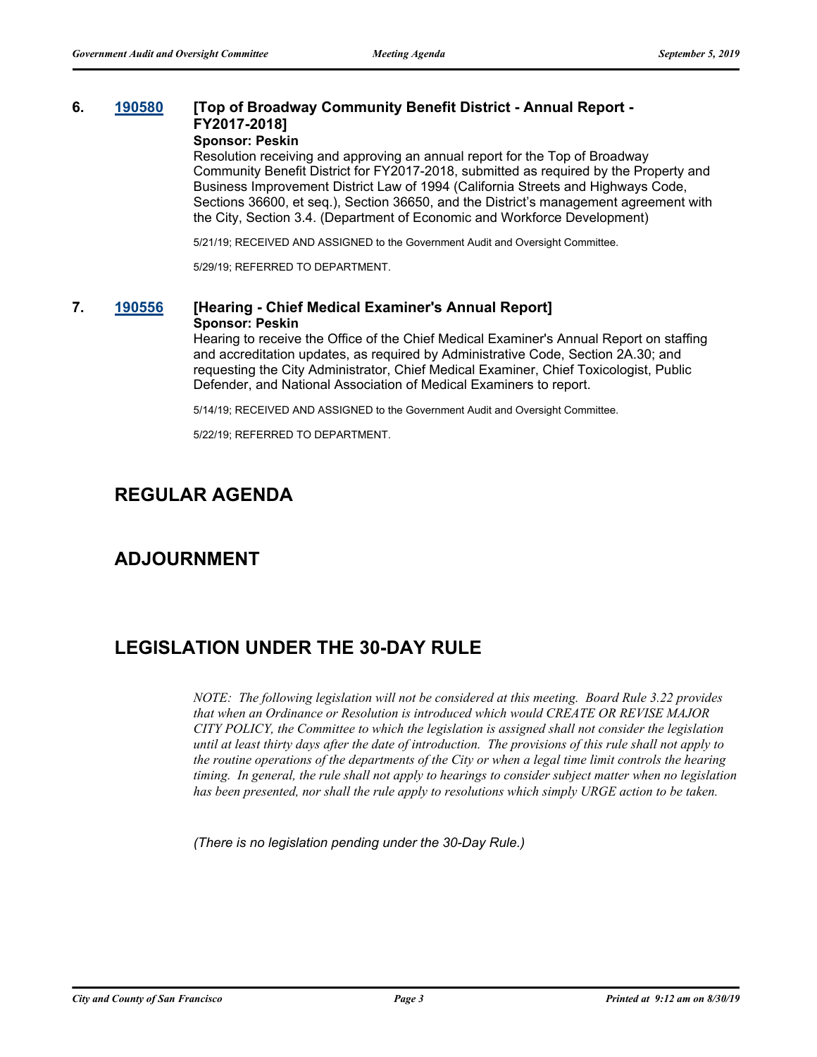**6. 190580 [Top of Broadway Community Benefit District - Annual Report - FY2017-2018]**

**Sponsor: Peskin**

Resolution receiving and approving an annual report for the Top of Broadway Community Benefit District for FY2017-2018, submitted as required by the Property and Business Improvement District Law of 1994 (California Streets and Highways Code, Sections 36600, et seq.), Section 36650, and the District's management agreement with the City, Section 3.4. (Department of Economic and Workforce Development)

5/21/19; RECEIVED AND ASSIGNED to the Government Audit and Oversight Committee.

5/29/19; REFERRED TO DEPARTMENT.

**7. 190556 [Hearing - Chief Medical Examiner's Annual Report]**

**Sponsor: Peskin**

Hearing to receive the Office of the Chief Medical Examiner's Annual Report on staffing and accreditation updates, as required by Administrative Code, Section 2A.30; and requesting the City Administrator, Chief Medical Examiner, Chief Toxicologist, Public Defender, and National Association of Medical Examiners to report.

5/14/19; RECEIVED AND ASSIGNED to the Government Audit and Oversight Committee.

5/22/19; REFERRED TO DEPARTMENT.

## REGULAR AGENDA

## ADJOURNMENT

## LEGISLATION UNDER THE 30-DAY RULE

*NOTE: The following legislation will not be considered at this meeting. Board Rule 3.22 provides that when an Ordinance or Resolution is introduced which would CREATE OR REVISE MAJOR CITY POLICY, the Committee to which the legislation is assigned shall not consider the legislation until at least thirty days after the date of introduction. The provisions of this rule shall not apply to the routine operations of the departments of the City or when a legal time limit controls the hearing timing. In general, the rule shall not apply to hearings to consider subject matter when no legislation has been presented, nor shall the rule apply to resolutions which simply URGE action to be taken.*

*(There is no legislation pending under the 30-Day Rule.)*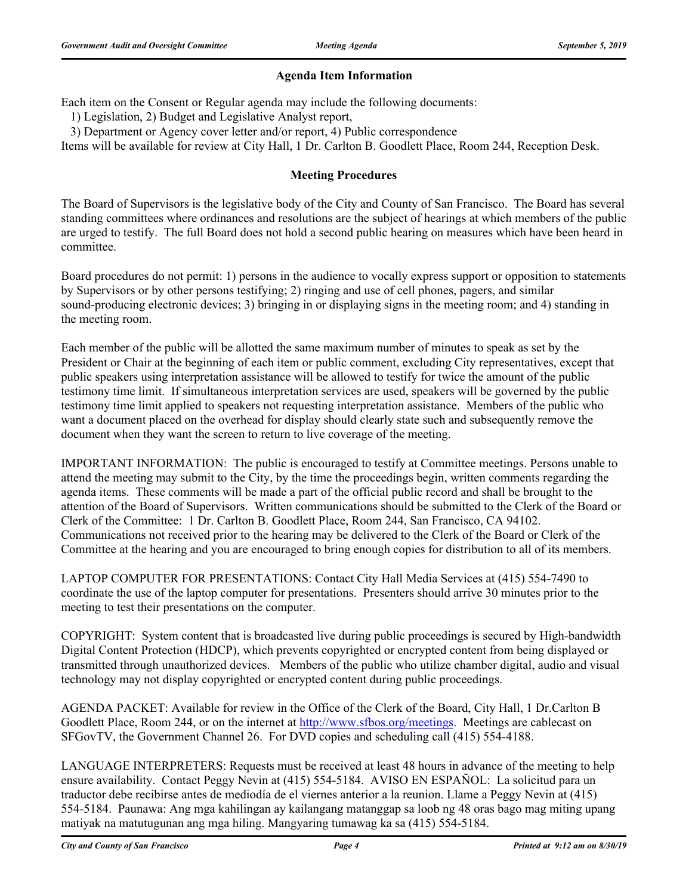### Agenda Item Information

Each item on the Consent or Regular agenda may include the following documents:

1) Legislation, 2) Budget and Legislative Analyst report,

3) Department or Agency cover letter and/or report, 4) Public correspondence

Items will be available for review at City Hall, 1 Dr. Carlton B. Goodlett Place, Room 244, Reception Desk.

### Meeting Procedures

The Board of Supervisors is the legislative body of the City and County of San Francisco. The Board has several standing committees where ordinances and resolutions are the subject of hearings at which members of the public are urged to testify. The full Board does not hold a second public hearing on measures which have been heard in committee.

Board procedures do not permit: 1) persons in the audience to vocally express support or opposition to statements by Supervisors or by other persons testifying; 2) ringing and use of cell phones, pagers, and similar sound-producing electronic devices; 3) bringing in or displaying signs in the meeting room; and 4) standing in the meeting room.

Each member of the public will be allotted the same maximum number of minutes to speak as set by the President or Chair at the beginning of each item or public comment, excluding City representatives, except that public speakers using interpretation assistance will be allowed to testify for twice the amount of the public testimony time limit. If simultaneous interpretation services are used, speakers will be governed by the public testimony time limit applied to speakers not requesting interpretation assistance. Members of the public who want a document placed on the overhead for display should clearly state such and subsequently remove the document when they want the screen to return to live coverage of the meeting.

IMPORTANT INFORMATION: The public is encouraged to testify at Committee meetings. Persons unable to attend the meeting may submit to the City, by the time the proceedings begin, written comments regarding the agenda items. These comments will be made a part of the official public record and shall be brought to the attention of the Board of Supervisors. Written communications should be submitted to the Clerk of the Board or Clerk of the Committee: 1 Dr. Carlton B. Goodlett Place, Room 244, San Francisco, CA 94102. Communications not received prior to the hearing may be delivered to the Clerk of the Board or Clerk of the Committee at the hearing and you are encouraged to bring enough copies for distribution to all of its members.

LAPTOP COMPUTER FOR PRESENTATIONS: Contact City Hall Media Services at (415) 554-7490 to coordinate the use of the laptop computer for presentations. Presenters should arrive 30 minutes prior to the meeting to test their presentations on the computer.

COPYRIGHT: System content that is broadcasted live during public proceedings is secured by High-bandwidth Digital Content Protection (HDCP), which prevents copyrighted or encrypted content from being displayed or transmitted through unauthorized devices. Members of the public who utilize chamber digital, audio and visual technology may not display copyrighted or encrypted content during public proceedings.

AGENDA PACKET: Available for review in the Office of the Clerk of the Board, City Hall, 1 Dr.Carlton B Goodlett Place, Room 244, or on the internet at http://www.sfbos.org/meetings. Meetings are cablecast on SFGovTV, the Government Channel 26. For DVD copies and scheduling call (415) 554-4188.

LANGUAGE INTERPRETERS: Requests must be received at least 48 hours in advance of the meeting to help ensure availability. Contact Peggy Nevin at (415) 554-5184. AVISO EN ESPAÑOL: La solicitud para un traductor debe recibirse antes de mediodía de el viernes anterior a la reunion. Llame a Peggy Nevin at (415) 554-5184. Paunawa: Ang mga kahilingan ay kailangang matanggap sa loob ng 48 oras bago mag miting upang matiyak na matutugunan ang mga hiling. Mangyaring tumawag ka sa (415) 554-5184.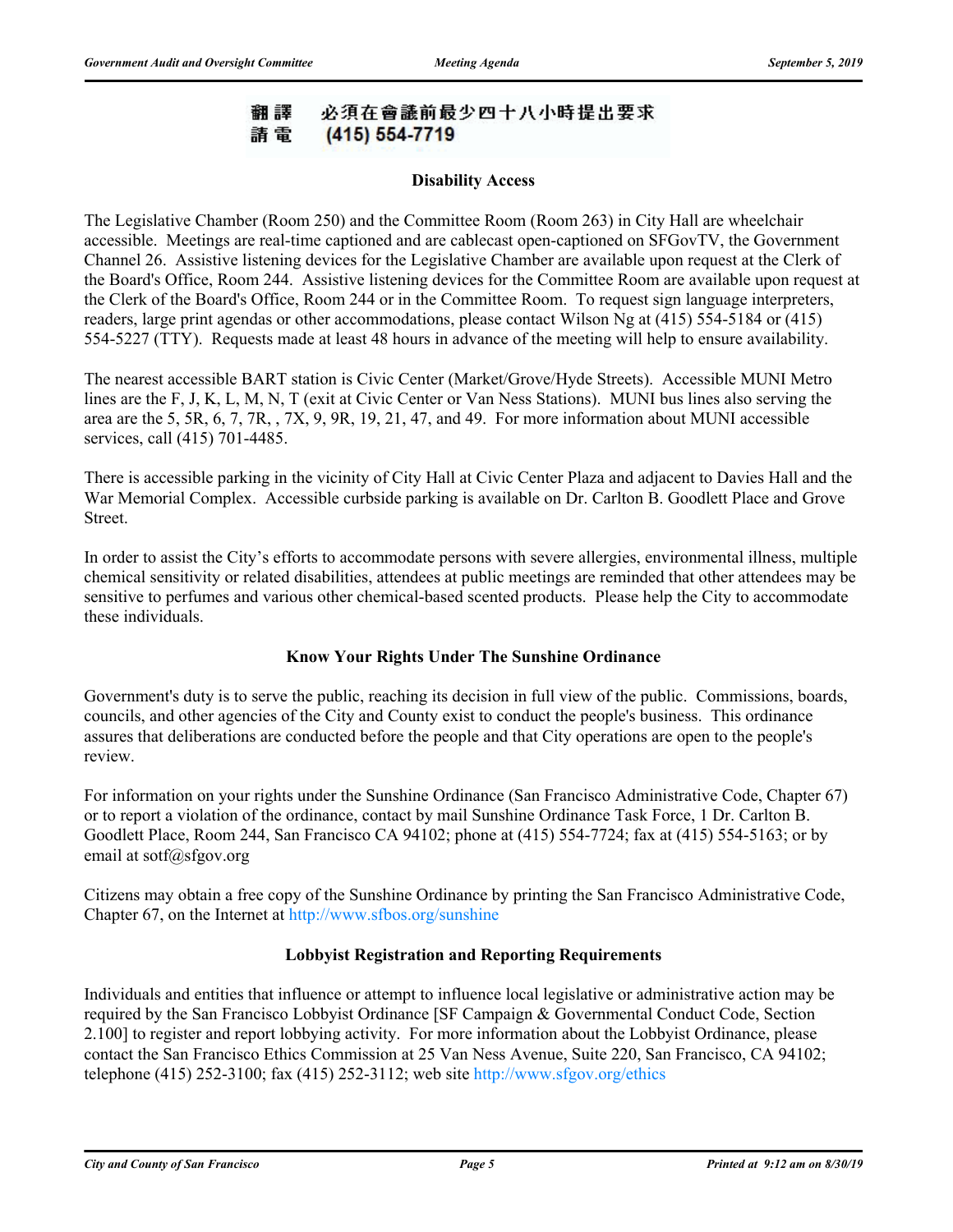翻譯　必須在會議前最少四十八小時提出要求
請電　(415) 554-7719

## Disability Access

The Legislative Chamber (Room 250) and the Committee Room (Room 263) in City Hall are wheelchair accessible. Meetings are real-time captioned and are cablecast open-captioned on SFGovTV, the Government Channel 26. Assistive listening devices for the Legislative Chamber are available upon request at the Clerk of the Board's Office, Room 244. Assistive listening devices for the Committee Room are available upon request at the Clerk of the Board's Office, Room 244 or in the Committee Room. To request sign language interpreters, readers, large print agendas or other accommodations, please contact Wilson Ng at (415) 554-5184 or (415) 554-5227 (TTY). Requests made at least 48 hours in advance of the meeting will help to ensure availability.

The nearest accessible BART station is Civic Center (Market/Grove/Hyde Streets). Accessible MUNI Metro lines are the F, J, K, L, M, N, T (exit at Civic Center or Van Ness Stations). MUNI bus lines also serving the area are the 5, 5R, 6, 7, 7R, , 7X, 9, 9R, 19, 21, 47, and 49. For more information about MUNI accessible services, call (415) 701-4485.

There is accessible parking in the vicinity of City Hall at Civic Center Plaza and adjacent to Davies Hall and the War Memorial Complex. Accessible curbside parking is available on Dr. Carlton B. Goodlett Place and Grove Street.

In order to assist the City's efforts to accommodate persons with severe allergies, environmental illness, multiple chemical sensitivity or related disabilities, attendees at public meetings are reminded that other attendees may be sensitive to perfumes and various other chemical-based scented products. Please help the City to accommodate these individuals.

## Know Your Rights Under The Sunshine Ordinance

Government's duty is to serve the public, reaching its decision in full view of the public. Commissions, boards, councils, and other agencies of the City and County exist to conduct the people's business. This ordinance assures that deliberations are conducted before the people and that City operations are open to the people's review.

For information on your rights under the Sunshine Ordinance (San Francisco Administrative Code, Chapter 67) or to report a violation of the ordinance, contact by mail Sunshine Ordinance Task Force, 1 Dr. Carlton B. Goodlett Place, Room 244, San Francisco CA 94102; phone at (415) 554-7724; fax at (415) 554-5163; or by email at sotf@sfgov.org

Citizens may obtain a free copy of the Sunshine Ordinance by printing the San Francisco Administrative Code, Chapter 67, on the Internet at http://www.sfbos.org/sunshine

## Lobbyist Registration and Reporting Requirements

Individuals and entities that influence or attempt to influence local legislative or administrative action may be required by the San Francisco Lobbyist Ordinance [SF Campaign & Governmental Conduct Code, Section 2.100] to register and report lobbying activity. For more information about the Lobbyist Ordinance, please contact the San Francisco Ethics Commission at 25 Van Ness Avenue, Suite 220, San Francisco, CA 94102; telephone (415) 252-3100; fax (415) 252-3112; web site http://www.sfgov.org/ethics